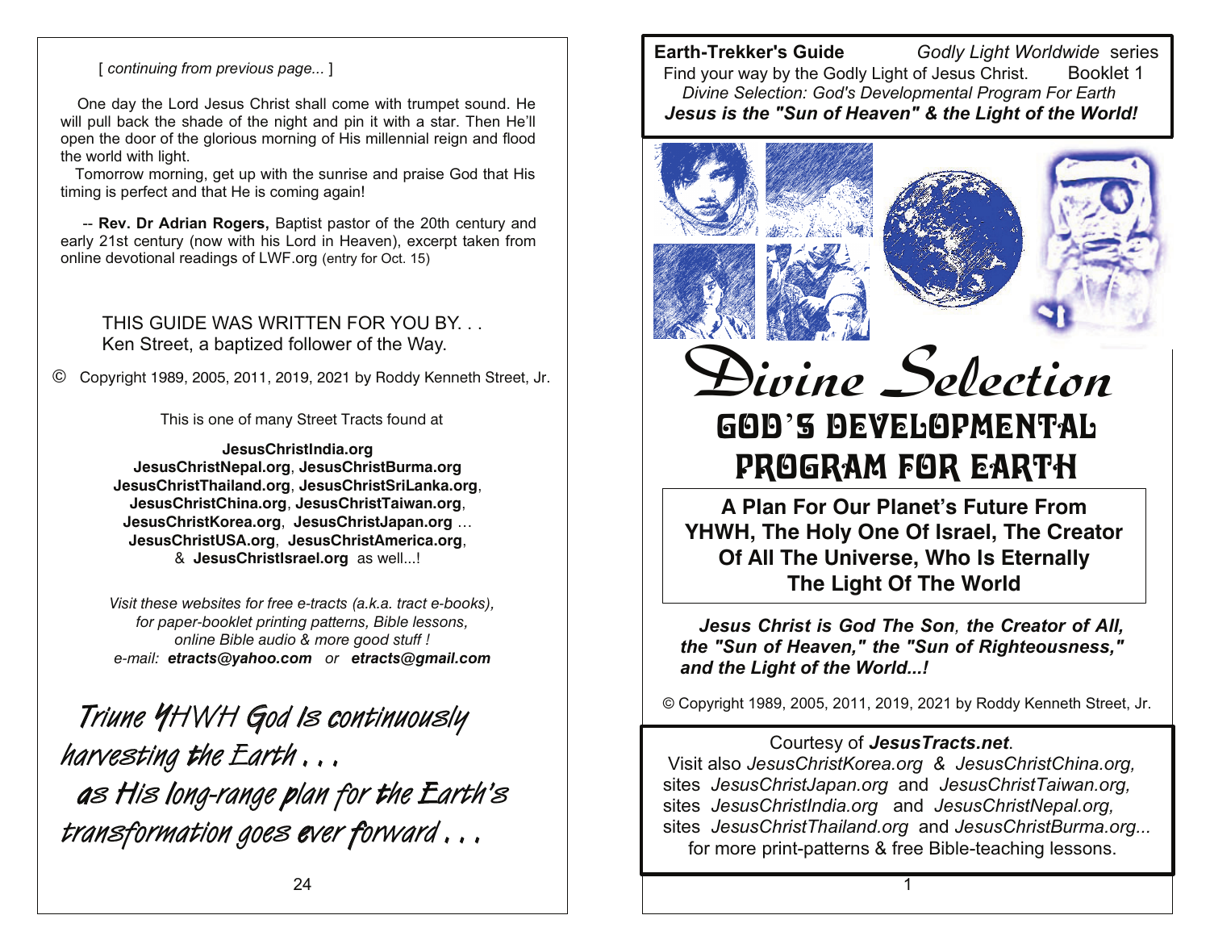[ *continuing from previous page...* ]

One day the Lord Jesus Christ shall come with trumpet sound. He will pull back the shade of the night and pin it with a star. Then He'll open the door of the glorious morning of His millennial reign and flood the world with light.

Tomorrow morning, get up with the sunrise and praise God that His timing is perfect and that He is coming again!

-- **Rev. Dr Adrian Rogers,** Baptist pastor of the 20th century and early 21st century (now with his Lord in Heaven), excerpt taken from online devotional readings of LWF.org (entry for Oct. 15)

THIS GUIDE WAS WRITTEN FOR YOU BY. . .
Ken Street, a baptized follower of the Way.

© Copyright 1989, 2005, 2011, 2019, 2021 by Roddy Kenneth Street, Jr.

This is one of many Street Tracts found at

**JesusChristIndia.org**
**JesusChristNepal.org**, **JesusChristBurma.org**
**JesusChristThailand.org**, **JesusChristSriLanka.org**,
**JesusChristChina.org**, **JesusChristTaiwan.org**,
**JesusChristKorea.org**, **JesusChristJapan.org** …
**JesusChristUSA.org**, **JesusChristAmerica.org**,
& **JesusChristIsrael.org** as well...!

*Visit these websites for free e-tracts (a.k.a. tract e-books), for paper-booklet printing patterns, Bible lessons, online Bible audio & more good stuff !*
*e-mail:* ***etracts@yahoo.com*** *or* ***etracts@gmail.com***

*Triune YHWH God is continuously harvesting the Earth . . . as His long-range plan for the Earth's transformation goes ever forward . . .*

**Earth-Trekker's Guide** *Godly Light Worldwide* series
Find your way by the Godly Light of Jesus Christ. Booklet 1
*Divine Selection: God's Developmental Program For Earth*
***Jesus is the "Sun of Heaven" & the Light of the World!***

# Divine Selection

## GOD'S DEVELOPMENTAL PROGRAM FOR EARTH

**A Plan For Our Planet's Future From YHWH, The Holy One Of Israel, The Creator Of All The Universe, Who Is Eternally The Light Of The World**

***Jesus Christ is God The Son, the Creator of All, the "Sun of Heaven," the "Sun of Righteousness," and the Light of the World...!***

© Copyright 1989, 2005, 2011, 2019, 2021 by Roddy Kenneth Street, Jr.

Courtesy of ***JesusTracts.net***.
Visit also *JesusChristKorea.org* & *JesusChristChina.org,* sites *JesusChristJapan.org* and *JesusChristTaiwan.org,* sites *JesusChristIndia.org* and *JesusChristNepal.org,* sites *JesusChristThailand.org* and *JesusChristBurma.org...* for more print-patterns & free Bible-teaching lessons.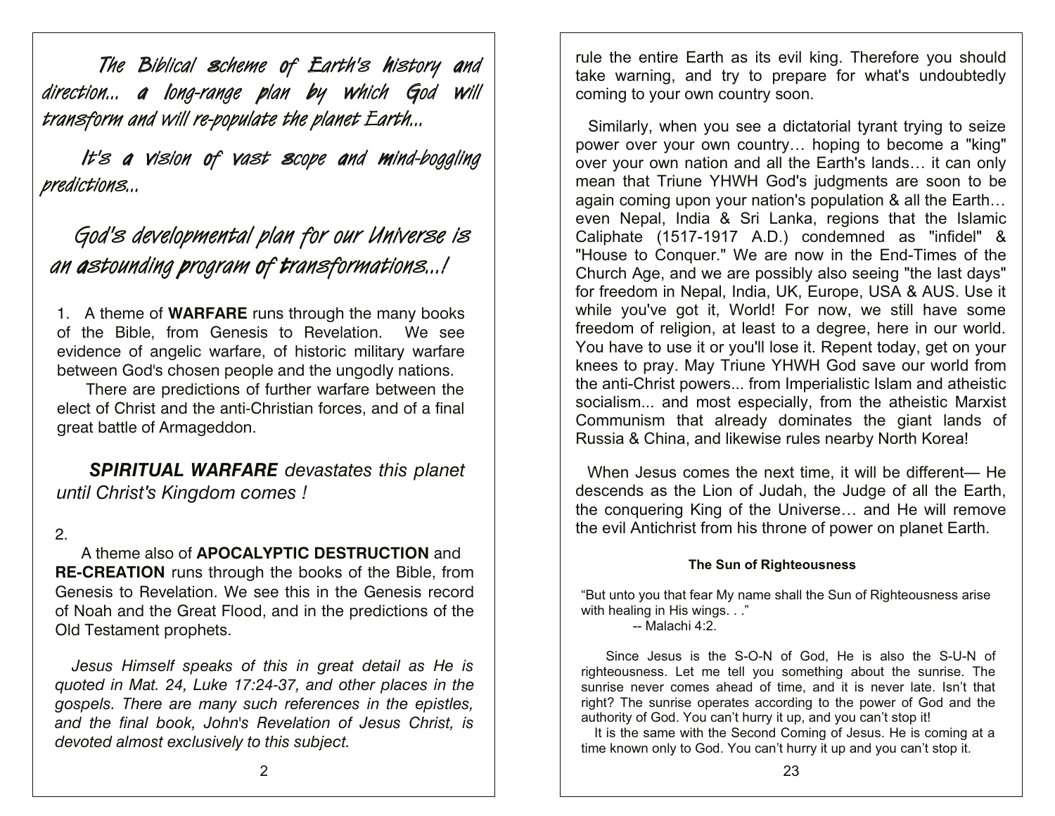*The Biblical scheme of Earth's history and direction... a long-range plan by which God will transform and will re-populate the planet Earth...*

*It's a vision of vast scope and mind-boggling predictions...*

## *God's developmental plan for our Universe is an astounding program of transformations...!*

1. A theme of **WARFARE** runs through the many books of the Bible, from Genesis to Revelation. We see evidence of angelic warfare, of historic military warfare between God's chosen people and the ungodly nations.

There are predictions of further warfare between the elect of Christ and the anti-Christian forces, and of a final great battle of Armageddon.

***SPIRITUAL WARFARE*** *devastates this planet until Christ's Kingdom comes !*

2.

A theme also of **APOCALYPTIC DESTRUCTION** and **RE-CREATION** runs through the books of the Bible, from Genesis to Revelation. We see this in the Genesis record of Noah and the Great Flood, and in the predictions of the Old Testament prophets.

*Jesus Himself speaks of this in great detail as He is quoted in Mat. 24, Luke 17:24-37, and other places in the gospels. There are many such references in the epistles, and the final book, John's Revelation of Jesus Christ, is devoted almost exclusively to this subject.*

rule the entire Earth as its evil king. Therefore you should take warning, and try to prepare for what's undoubtedly coming to your own country soon.

Similarly, when you see a dictatorial tyrant trying to seize power over your own country… hoping to become a "king" over your own nation and all the Earth's lands… it can only mean that Triune YHWH God's judgments are soon to be again coming upon your nation's population & all the Earth… even Nepal, India & Sri Lanka, regions that the Islamic Caliphate (1517-1917 A.D.) condemned as "infidel" & "House to Conquer." We are now in the End-Times of the Church Age, and we are possibly also seeing "the last days" for freedom in Nepal, India, UK, Europe, USA & AUS. Use it while you've got it, World! For now, we still have some freedom of religion, at least to a degree, here in our world. You have to use it or you'll lose it. Repent today, get on your knees to pray. May Triune YHWH God save our world from the anti-Christ powers... from Imperialistic Islam and atheistic socialism... and most especially, from the atheistic Marxist Communism that already dominates the giant lands of Russia & China, and likewise rules nearby North Korea!

When Jesus comes the next time, it will be different— He descends as the Lion of Judah, the Judge of all the Earth, the conquering King of the Universe… and He will remove the evil Antichrist from his throne of power on planet Earth.

### The Sun of Righteousness

"But unto you that fear My name shall the Sun of Righteousness arise with healing in His wings. . ."
-- Malachi 4:2.

Since Jesus is the S-O-N of God, He is also the S-U-N of righteousness. Let me tell you something about the sunrise. The sunrise never comes ahead of time, and it is never late. Isn't that right? The sunrise operates according to the power of God and the authority of God. You can't hurry it up, and you can't stop it!

It is the same with the Second Coming of Jesus. He is coming at a time known only to God. You can't hurry it up and you can't stop it.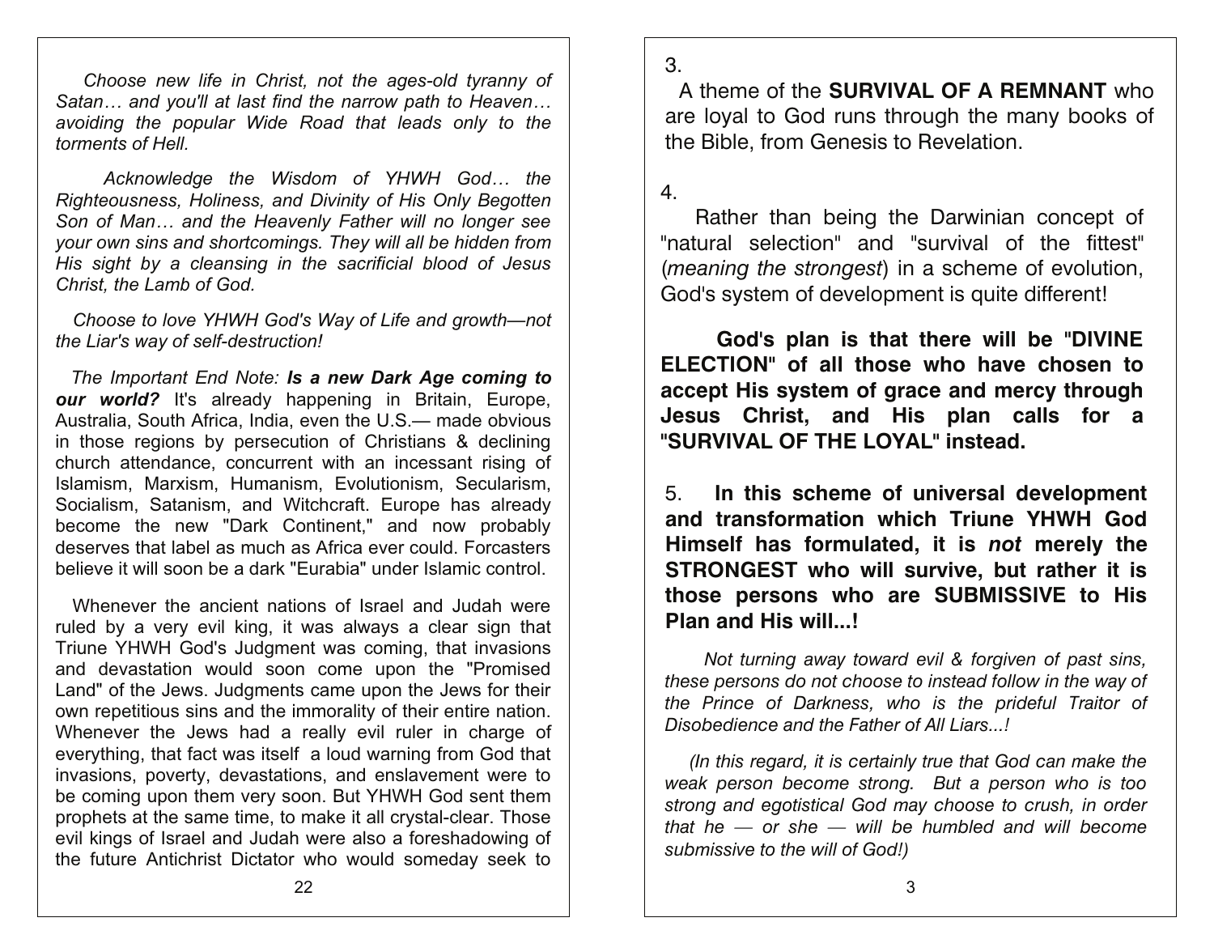*Choose new life in Christ, not the ages-old tyranny of Satan… and you'll at last find the narrow path to Heaven… avoiding the popular Wide Road that leads only to the torments of Hell.*

*Acknowledge the Wisdom of YHWH God… the Righteousness, Holiness, and Divinity of His Only Begotten Son of Man… and the Heavenly Father will no longer see your own sins and shortcomings. They will all be hidden from His sight by a cleansing in the sacrificial blood of Jesus Christ, the Lamb of God.*

*Choose to love YHWH God's Way of Life and growth—not the Liar's way of self-destruction!*

*The Important End Note:* ***Is a new Dark Age coming to our world?*** It's already happening in Britain, Europe, Australia, South Africa, India, even the U.S.— made obvious in those regions by persecution of Christians & declining church attendance, concurrent with an incessant rising of Islamism, Marxism, Humanism, Evolutionism, Secularism, Socialism, Satanism, and Witchcraft. Europe has already become the new "Dark Continent," and now probably deserves that label as much as Africa ever could. Forcasters believe it will soon be a dark "Eurabia" under Islamic control.

Whenever the ancient nations of Israel and Judah were ruled by a very evil king, it was always a clear sign that Triune YHWH God's Judgment was coming, that invasions and devastation would soon come upon the "Promised Land" of the Jews. Judgments came upon the Jews for their own repetitious sins and the immorality of their entire nation. Whenever the Jews had a really evil ruler in charge of everything, that fact was itself a loud warning from God that invasions, poverty, devastations, and enslavement were to be coming upon them very soon. But YHWH God sent them prophets at the same time, to make it all crystal-clear. Those evil kings of Israel and Judah were also a foreshadowing of the future Antichrist Dictator who would someday seek to

3.

A theme of the **SURVIVAL OF A REMNANT** who are loyal to God runs through the many books of the Bible, from Genesis to Revelation.

4.

Rather than being the Darwinian concept of "natural selection" and "survival of the fittest" (*meaning the strongest*) in a scheme of evolution, God's system of development is quite different!

**God's plan is that there will be "DIVINE ELECTION" of all those who have chosen to accept His system of grace and mercy through Jesus Christ, and His plan calls for a "SURVIVAL OF THE LOYAL" instead.**

5. **In this scheme of universal development and transformation which Triune YHWH God Himself has formulated, it is *not* merely the STRONGEST who will survive, but rather it is those persons who are SUBMISSIVE to His Plan and His will...!**

*Not turning away toward evil & forgiven of past sins, these persons do not choose to instead follow in the way of the Prince of Darkness, who is the prideful Traitor of Disobedience and the Father of All Liars...!*

*(In this regard, it is certainly true that God can make the weak person become strong. But a person who is too strong and egotistical God may choose to crush, in order that he — or she — will be humbled and will become submissive to the will of God!)*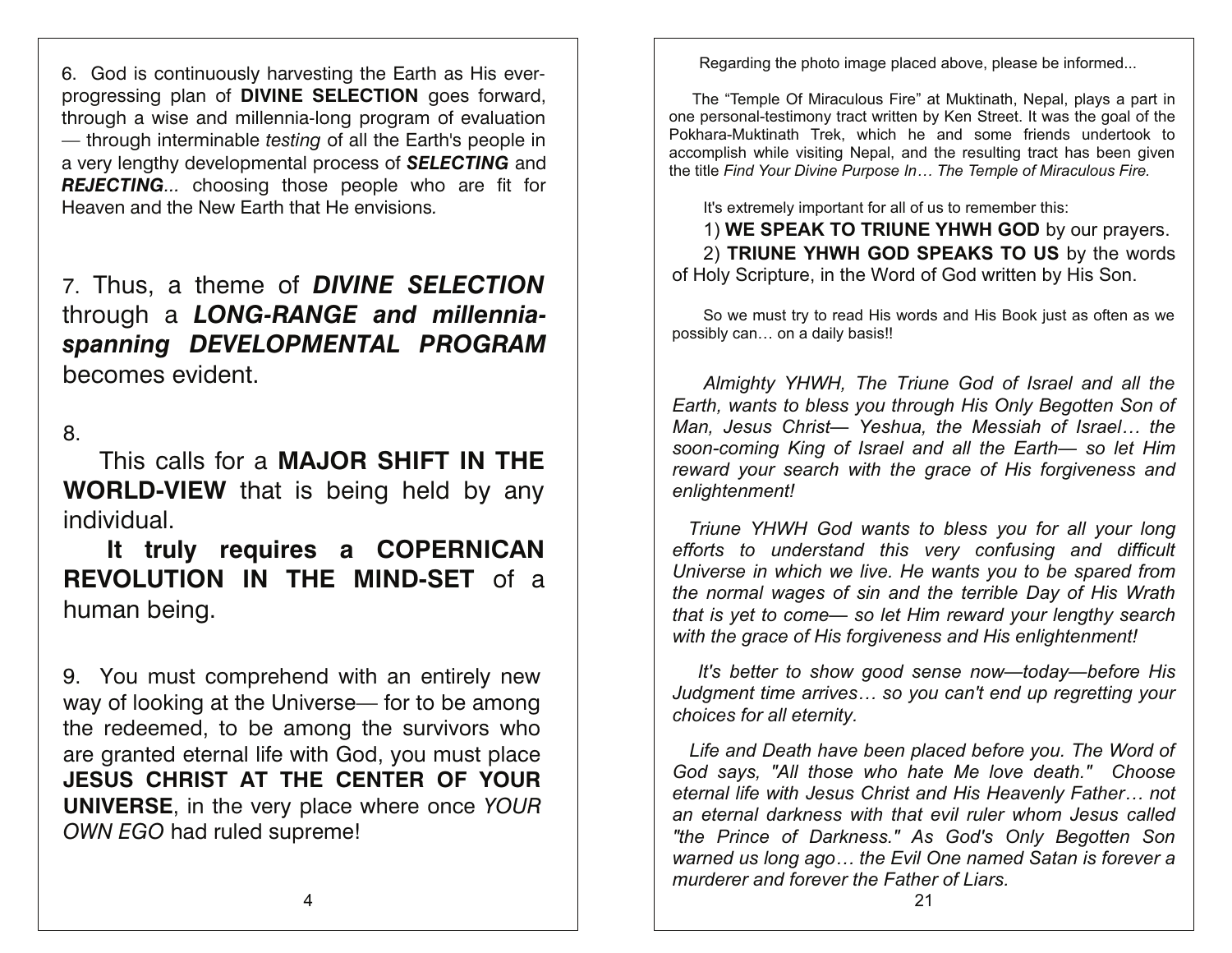6. God is continuously harvesting the Earth as His ever-progressing plan of **DIVINE SELECTION** goes forward, through a wise and millennia-long program of evaluation — through interminable *testing* of all the Earth's people in a very lengthy developmental process of ***SELECTING*** and ***REJECTING***... choosing those people who are fit for Heaven and the New Earth that He envisions.

7. Thus, a theme of ***DIVINE SELECTION*** through a ***LONG-RANGE and millennia-spanning DEVELOPMENTAL PROGRAM*** becomes evident.

8.

This calls for a **MAJOR SHIFT IN THE WORLD-VIEW** that is being held by any individual.

**It truly requires a COPERNICAN REVOLUTION IN THE MIND-SET** of a human being.

9. You must comprehend with an entirely new way of looking at the Universe— for to be among the redeemed, to be among the survivors who are granted eternal life with God, you must place **JESUS CHRIST AT THE CENTER OF YOUR UNIVERSE**, in the very place where once *YOUR OWN EGO* had ruled supreme!

Regarding the photo image placed above, please be informed...

The "Temple Of Miraculous Fire" at Muktinath, Nepal, plays a part in one personal-testimony tract written by Ken Street. It was the goal of the Pokhara-Muktinath Trek, which he and some friends undertook to accomplish while visiting Nepal, and the resulting tract has been given the title *Find Your Divine Purpose In… The Temple of Miraculous Fire.*

It's extremely important for all of us to remember this:

1) **WE SPEAK TO TRIUNE YHWH GOD** by our prayers.

2) **TRIUNE YHWH GOD SPEAKS TO US** by the words of Holy Scripture, in the Word of God written by His Son.

So we must try to read His words and His Book just as often as we possibly can… on a daily basis!!

*Almighty YHWH, The Triune God of Israel and all the Earth, wants to bless you through His Only Begotten Son of Man, Jesus Christ— Yeshua, the Messiah of Israel… the soon-coming King of Israel and all the Earth— so let Him reward your search with the grace of His forgiveness and enlightenment!*

*Triune YHWH God wants to bless you for all your long efforts to understand this very confusing and difficult Universe in which we live. He wants you to be spared from the normal wages of sin and the terrible Day of His Wrath that is yet to come— so let Him reward your lengthy search with the grace of His forgiveness and His enlightenment!*

*It's better to show good sense now—today—before His Judgment time arrives… so you can't end up regretting your choices for all eternity.*

*Life and Death have been placed before you. The Word of God says, "All those who hate Me love death." Choose eternal life with Jesus Christ and His Heavenly Father… not an eternal darkness with that evil ruler whom Jesus called "the Prince of Darkness." As God's Only Begotten Son warned us long ago… the Evil One named Satan is forever a murderer and forever the Father of Liars.*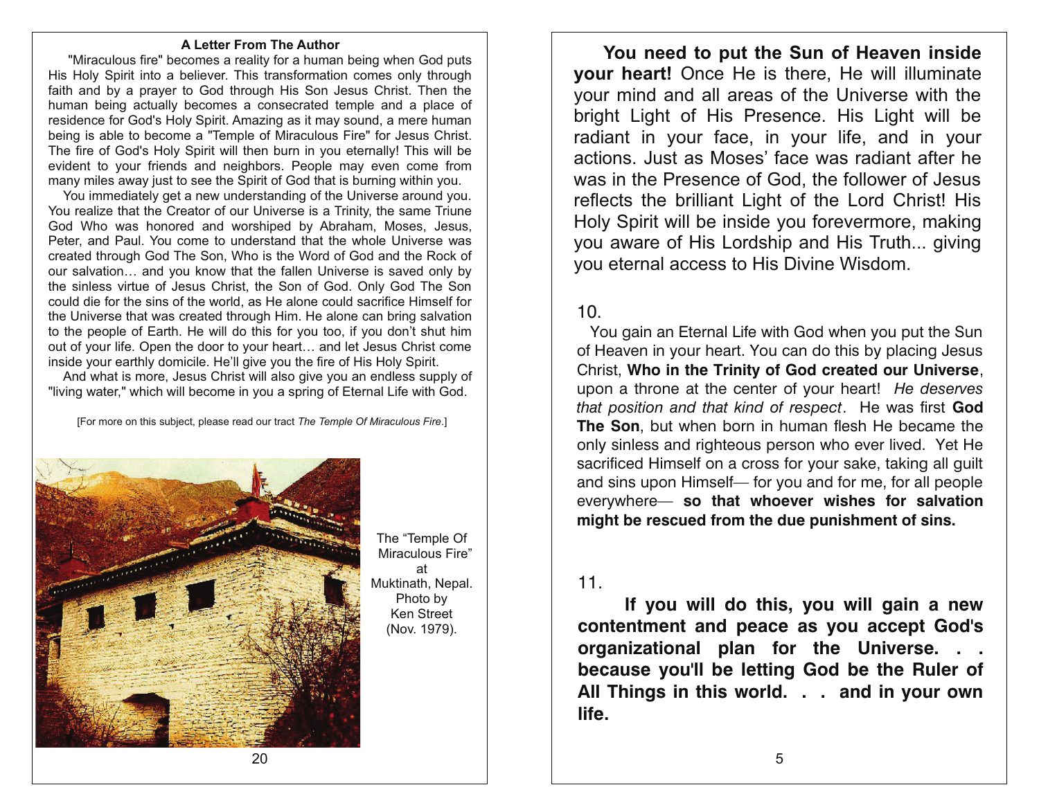### A Letter From The Author

"Miraculous fire" becomes a reality for a human being when God puts His Holy Spirit into a believer. This transformation comes only through faith and by a prayer to God through His Son Jesus Christ. Then the human being actually becomes a consecrated temple and a place of residence for God's Holy Spirit. Amazing as it may sound, a mere human being is able to become a "Temple of Miraculous Fire" for Jesus Christ. The fire of God's Holy Spirit will then burn in you eternally! This will be evident to your friends and neighbors. People may even come from many miles away just to see the Spirit of God that is burning within you.

You immediately get a new understanding of the Universe around you. You realize that the Creator of our Universe is a Trinity, the same Triune God Who was honored and worshiped by Abraham, Moses, Jesus, Peter, and Paul. You come to understand that the whole Universe was created through God The Son, Who is the Word of God and the Rock of our salvation… and you know that the fallen Universe is saved only by the sinless virtue of Jesus Christ, the Son of God. Only God The Son could die for the sins of the world, as He alone could sacrifice Himself for the Universe that was created through Him. He alone can bring salvation to the people of Earth. He will do this for you too, if you don't shut him out of your life. Open the door to your heart… and let Jesus Christ come inside your earthly domicile. He'll give you the fire of His Holy Spirit.

And what is more, Jesus Christ will also give you an endless supply of "living water," which will become in you a spring of Eternal Life with God.

[For more on this subject, please read our tract *The Temple Of Miraculous Fire*.]

The "Temple Of Miraculous Fire" at Muktinath, Nepal. Photo by Ken Street (Nov. 1979).

**You need to put the Sun of Heaven inside your heart!** Once He is there, He will illuminate your mind and all areas of the Universe with the bright Light of His Presence. His Light will be radiant in your face, in your life, and in your actions. Just as Moses' face was radiant after he was in the Presence of God, the follower of Jesus reflects the brilliant Light of the Lord Christ! His Holy Spirit will be inside you forevermore, making you aware of His Lordship and His Truth... giving you eternal access to His Divine Wisdom.

10.

You gain an Eternal Life with God when you put the Sun of Heaven in your heart. You can do this by placing Jesus Christ, **Who in the Trinity of God created our Universe**, upon a throne at the center of your heart! *He deserves that position and that kind of respect*. He was first **God The Son**, but when born in human flesh He became the only sinless and righteous person who ever lived. Yet He sacrificed Himself on a cross for your sake, taking all guilt and sins upon Himself— for you and for me, for all people everywhere— **so that whoever wishes for salvation might be rescued from the due punishment of sins.**

11.

**If you will do this, you will gain a new contentment and peace as you accept God's organizational plan for the Universe. . . because you'll be letting God be the Ruler of All Things in this world. . . and in your own life.**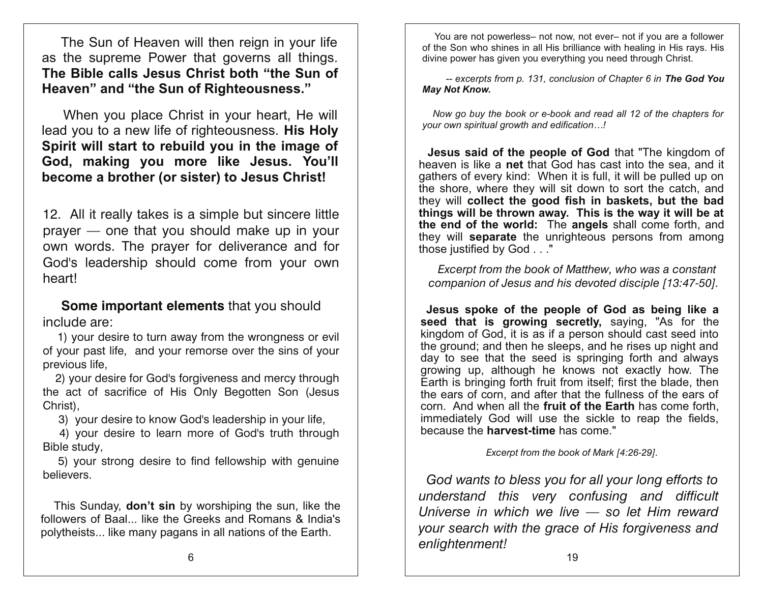The Sun of Heaven will then reign in your life as the supreme Power that governs all things. **The Bible calls Jesus Christ both "the Sun of Heaven" and "the Sun of Righteousness."**

When you place Christ in your heart, He will lead you to a new life of righteousness. **His Holy Spirit will start to rebuild you in the image of God, making you more like Jesus. You'll become a brother (or sister) to Jesus Christ!**

12. All it really takes is a simple but sincere little prayer — one that you should make up in your own words. The prayer for deliverance and for God's leadership should come from your own heart!

**Some important elements** that you should include are:

1) your desire to turn away from the wrongness or evil of your past life, and your remorse over the sins of your previous life,

2) your desire for God's forgiveness and mercy through the act of sacrifice of His Only Begotten Son (Jesus Christ),

3) your desire to know God's leadership in your life,

4) your desire to learn more of God's truth through Bible study,

5) your strong desire to find fellowship with genuine believers.

This Sunday, **don't sin** by worshiping the sun, like the followers of Baal... like the Greeks and Romans & India's polytheists... like many pagans in all nations of the Earth.

You are not powerless– not now, not ever– not if you are a follower of the Son who shines in all His brilliance with healing in His rays. His divine power has given you everything you need through Christ.

*-- excerpts from p. 131, conclusion of Chapter 6 in **The God You May Not Know.***

*Now go buy the book or e-book and read all 12 of the chapters for your own spiritual growth and edification…!*

**Jesus said of the people of God** that "The kingdom of heaven is like a **net** that God has cast into the sea, and it gathers of every kind: When it is full, it will be pulled up on the shore, where they will sit down to sort the catch, and they will **collect the good fish in baskets, but the bad things will be thrown away. This is the way it will be at the end of the world:** The **angels** shall come forth, and they will **separate** the unrighteous persons from among those justified by God . . ."

*Excerpt from the book of Matthew, who was a constant companion of Jesus and his devoted disciple [13:47-50].*

**Jesus spoke of the people of God as being like a seed that is growing secretly,** saying, "As for the kingdom of God, it is as if a person should cast seed into the ground; and then he sleeps, and he rises up night and day to see that the seed is springing forth and always growing up, although he knows not exactly how. The Earth is bringing forth fruit from itself; first the blade, then the ears of corn, and after that the fullness of the ears of corn. And when all the **fruit of the Earth** has come forth, immediately God will use the sickle to reap the fields, because the **harvest-time** has come."

*Excerpt from the book of Mark [4:26-29].*

*God wants to bless you for all your long efforts to understand this very confusing and difficult Universe in which we live — so let Him reward your search with the grace of His forgiveness and enlightenment!*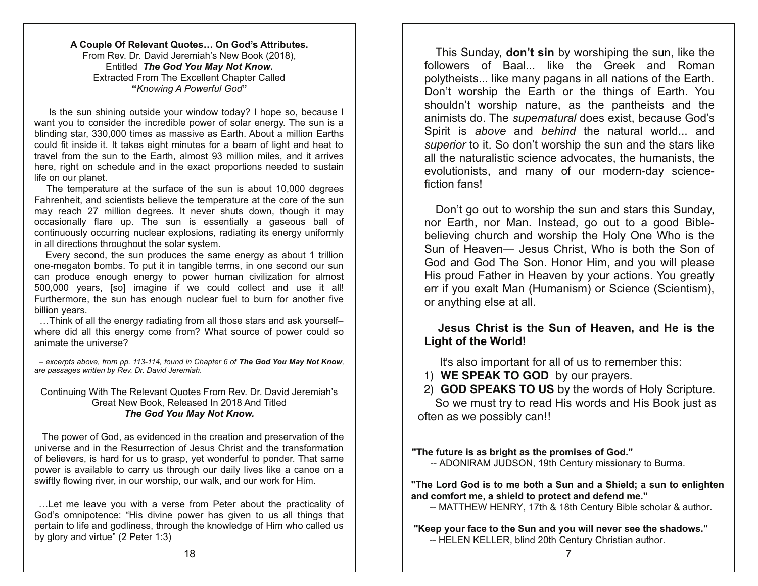**A Couple Of Relevant Quotes… On God's Attributes.**
From Rev. Dr. David Jeremiah's New Book (2018),
Entitled ***The God You May Not Know*.**
Extracted From The Excellent Chapter Called
**"***Knowing A Powerful God***"**

Is the sun shining outside your window today? I hope so, because I want you to consider the incredible power of solar energy. The sun is a blinding star, 330,000 times as massive as Earth. About a million Earths could fit inside it. It takes eight minutes for a beam of light and heat to travel from the sun to the Earth, almost 93 million miles, and it arrives here, right on schedule and in the exact proportions needed to sustain life on our planet.

The temperature at the surface of the sun is about 10,000 degrees Fahrenheit, and scientists believe the temperature at the core of the sun may reach 27 million degrees. It never shuts down, though it may occasionally flare up. The sun is essentially a gaseous ball of continuously occurring nuclear explosions, radiating its energy uniformly in all directions throughout the solar system.

Every second, the sun produces the same energy as about 1 trillion one-megaton bombs. To put it in tangible terms, in one second our sun can produce enough energy to power human civilization for almost 500,000 years, [so] imagine if we could collect and use it all! Furthermore, the sun has enough nuclear fuel to burn for another five billion years.

…Think of all the energy radiating from all those stars and ask yourself– where did all this energy come from? What source of power could so animate the universe?

*– excerpts above, from pp. 113-114, found in Chapter 6 of* ***The God You May Not Know****, are passages written by Rev. Dr. David Jeremiah.*

Continuing With The Relevant Quotes From Rev. Dr. David Jeremiah's Great New Book, Released In 2018 And Titled
***The God You May Not Know.***

The power of God, as evidenced in the creation and preservation of the universe and in the Resurrection of Jesus Christ and the transformation of believers, is hard for us to grasp, yet wonderful to ponder. That same power is available to carry us through our daily lives like a canoe on a swiftly flowing river, in our worship, our walk, and our work for Him.

…Let me leave you with a verse from Peter about the practicality of God's omnipotence: "His divine power has given to us all things that pertain to life and godliness, through the knowledge of Him who called us by glory and virtue" (2 Peter 1:3)

This Sunday, **don't sin** by worshiping the sun, like the followers of Baal... like the Greek and Roman polytheists... like many pagans in all nations of the Earth. Don't worship the Earth or the things of Earth. You shouldn't worship nature, as the pantheists and the animists do. The *supernatural* does exist, because God's Spirit is *above* and *behind* the natural world... and *superior* to it. So don't worship the sun and the stars like all the naturalistic science advocates, the humanists, the evolutionists, and many of our modern-day science-fiction fans!

Don't go out to worship the sun and stars this Sunday, nor Earth, nor Man. Instead, go out to a good Bible-believing church and worship the Holy One Who is the Sun of Heaven— Jesus Christ, Who is both the Son of God and God The Son. Honor Him, and you will please His proud Father in Heaven by your actions. You greatly err if you exalt Man (Humanism) or Science (Scientism), or anything else at all.

**Jesus Christ is the Sun of Heaven, and He is the Light of the World!**

It's also important for all of us to remember this:

1) **WE SPEAK TO GOD** by our prayers.
2) **GOD SPEAKS TO US** by the words of Holy Scripture.

So we must try to read His words and His Book just as often as we possibly can!!

**"The future is as bright as the promises of God."**
-- ADONIRAM JUDSON, 19th Century missionary to Burma.

**"The Lord God is to me both a Sun and a Shield; a sun to enlighten and comfort me, a shield to protect and defend me."**
-- MATTHEW HENRY, 17th & 18th Century Bible scholar & author.

**"Keep your face to the Sun and you will never see the shadows."**
-- HELEN KELLER, blind 20th Century Christian author.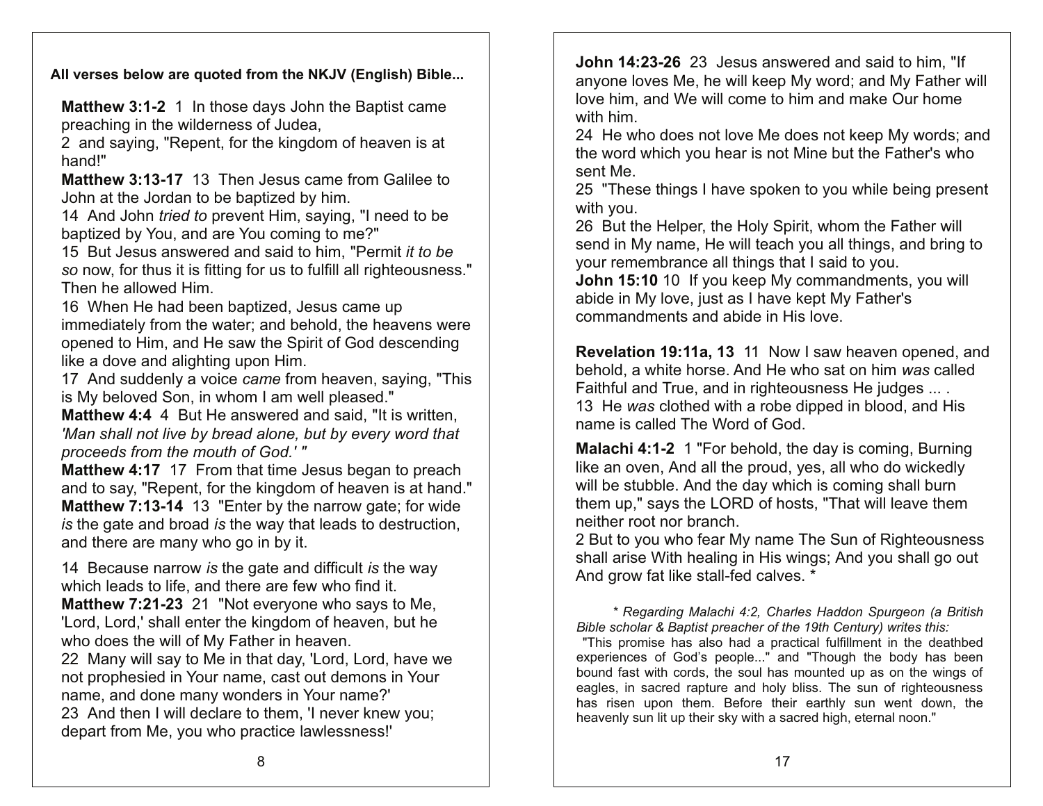**All verses below are quoted from the NKJV (English) Bible...**

**Matthew 3:1-2** 1 In those days John the Baptist came preaching in the wilderness of Judea,
2 and saying, "Repent, for the kingdom of heaven is at hand!"

**Matthew 3:13-17** 13 Then Jesus came from Galilee to John at the Jordan to be baptized by him.
14 And John *tried to* prevent Him, saying, "I need to be baptized by You, and are You coming to me?"
15 But Jesus answered and said to him, "Permit *it to be so* now, for thus it is fitting for us to fulfill all righteousness." Then he allowed Him.
16 When He had been baptized, Jesus came up immediately from the water; and behold, the heavens were opened to Him, and He saw the Spirit of God descending like a dove and alighting upon Him.
17 And suddenly a voice *came* from heaven, saying, "This is My beloved Son, in whom I am well pleased."

**Matthew 4:4** 4 But He answered and said, "It is written, *'Man shall not live by bread alone, but by every word that proceeds from the mouth of God.' "*

**Matthew 4:17** 17 From that time Jesus began to preach and to say, "Repent, for the kingdom of heaven is at hand."

**Matthew 7:13-14** 13 "Enter by the narrow gate; for wide *is* the gate and broad *is* the way that leads to destruction, and there are many who go in by it.

14 Because narrow *is* the gate and difficult *is* the way which leads to life, and there are few who find it.

**Matthew 7:21-23** 21 "Not everyone who says to Me, 'Lord, Lord,' shall enter the kingdom of heaven, but he who does the will of My Father in heaven.
22 Many will say to Me in that day, 'Lord, Lord, have we not prophesied in Your name, cast out demons in Your name, and done many wonders in Your name?'
23 And then I will declare to them, 'I never knew you; depart from Me, you who practice lawlessness!'

**John 14:23-26** 23 Jesus answered and said to him, "If anyone loves Me, he will keep My word; and My Father will love him, and We will come to him and make Our home with him.
24 He who does not love Me does not keep My words; and the word which you hear is not Mine but the Father's who sent Me.
25 "These things I have spoken to you while being present with you.
26 But the Helper, the Holy Spirit, whom the Father will send in My name, He will teach you all things, and bring to your remembrance all things that I said to you.

**John 15:10** 10 If you keep My commandments, you will abide in My love, just as I have kept My Father's commandments and abide in His love.

**Revelation 19:11a, 13** 11 Now I saw heaven opened, and behold, a white horse. And He who sat on him *was* called Faithful and True, and in righteousness He judges ... .
13 He *was* clothed with a robe dipped in blood, and His name is called The Word of God.

**Malachi 4:1-2** 1 "For behold, the day is coming, Burning like an oven, And all the proud, yes, all who do wickedly will be stubble. And the day which is coming shall burn them up," says the LORD of hosts, "That will leave them neither root nor branch.
2 But to you who fear My name The Sun of Righteousness shall arise With healing in His wings; And you shall go out And grow fat like stall-fed calves. *

*\* Regarding Malachi 4:2, Charles Haddon Spurgeon (a British Bible scholar & Baptist preacher of the 19th Century) writes this:*
"This promise has also had a practical fulfillment in the deathbed experiences of God's people..." and "Though the body has been bound fast with cords, the soul has mounted up as on the wings of eagles, in sacred rapture and holy bliss. The sun of righteousness has risen upon them. Before their earthly sun went down, the heavenly sun lit up their sky with a sacred high, eternal noon."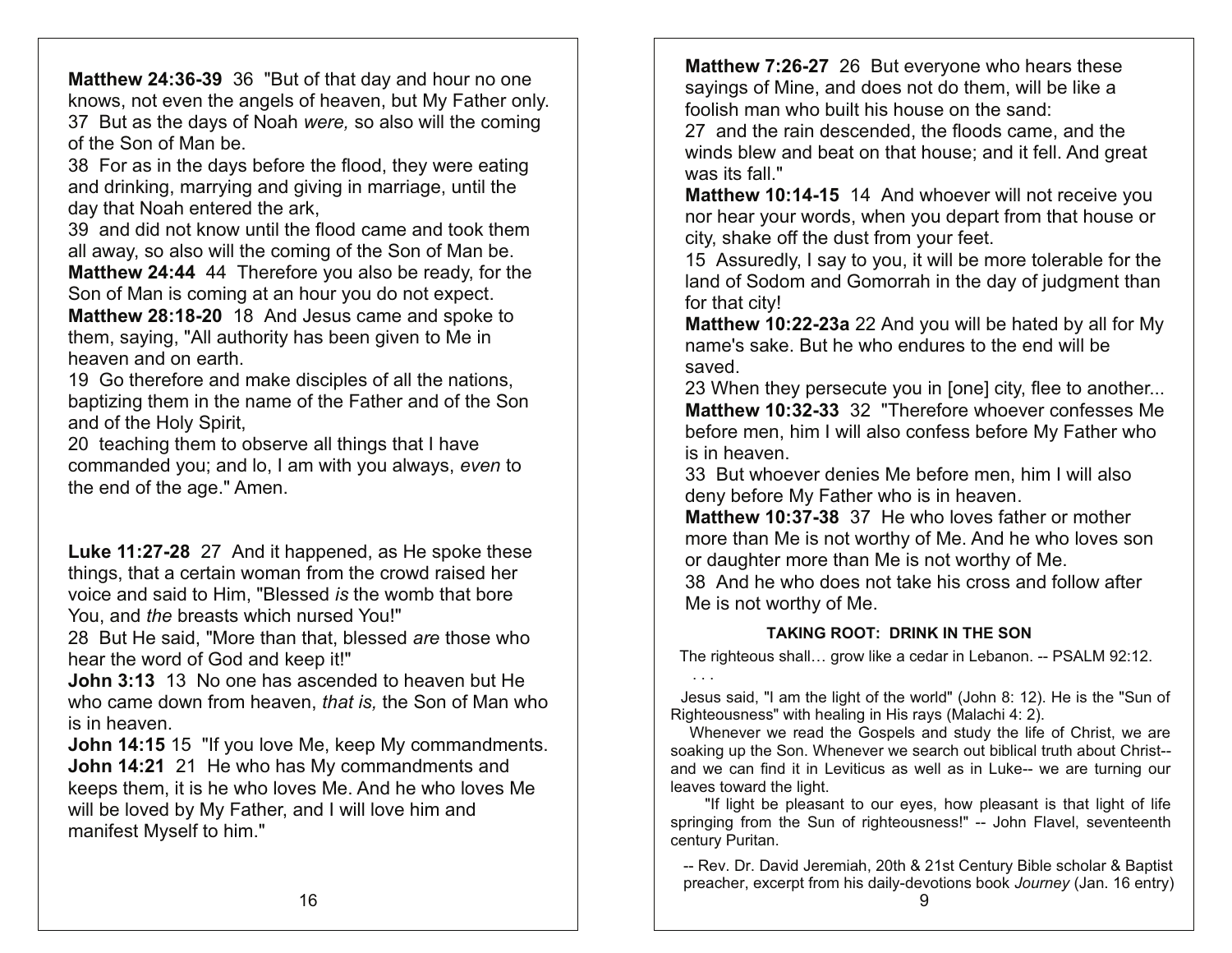**Matthew 24:36-39** 36 "But of that day and hour no one knows, not even the angels of heaven, but My Father only.
37 But as the days of Noah *were,* so also will the coming of the Son of Man be.
38 For as in the days before the flood, they were eating and drinking, marrying and giving in marriage, until the day that Noah entered the ark,
39 and did not know until the flood came and took them all away, so also will the coming of the Son of Man be.
**Matthew 24:44** 44 Therefore you also be ready, for the Son of Man is coming at an hour you do not expect.
**Matthew 28:18-20** 18 And Jesus came and spoke to them, saying, "All authority has been given to Me in heaven and on earth.
19 Go therefore and make disciples of all the nations, baptizing them in the name of the Father and of the Son and of the Holy Spirit,
20 teaching them to observe all things that I have commanded you; and lo, I am with you always, *even* to the end of the age." Amen.

**Luke 11:27-28** 27 And it happened, as He spoke these things, that a certain woman from the crowd raised her voice and said to Him, "Blessed *is* the womb that bore You, and *the* breasts which nursed You!"
28 But He said, "More than that, blessed *are* those who hear the word of God and keep it!"
**John 3:13** 13 No one has ascended to heaven but He who came down from heaven, *that is,* the Son of Man who is in heaven.
**John 14:15** 15 "If you love Me, keep My commandments.
**John 14:21** 21 He who has My commandments and keeps them, it is he who loves Me. And he who loves Me will be loved by My Father, and I will love him and manifest Myself to him."

**Matthew 7:26-27** 26 But everyone who hears these sayings of Mine, and does not do them, will be like a foolish man who built his house on the sand:
27 and the rain descended, the floods came, and the winds blew and beat on that house; and it fell. And great was its fall."
**Matthew 10:14-15** 14 And whoever will not receive you nor hear your words, when you depart from that house or city, shake off the dust from your feet.
15 Assuredly, I say to you, it will be more tolerable for the land of Sodom and Gomorrah in the day of judgment than for that city!
**Matthew 10:22-23a** 22 And you will be hated by all for My name's sake. But he who endures to the end will be saved.
23 When they persecute you in [one] city, flee to another...
**Matthew 10:32-33** 32 "Therefore whoever confesses Me before men, him I will also confess before My Father who is in heaven.
33 But whoever denies Me before men, him I will also deny before My Father who is in heaven.
**Matthew 10:37-38** 37 He who loves father or mother more than Me is not worthy of Me. And he who loves son or daughter more than Me is not worthy of Me.
38 And he who does not take his cross and follow after Me is not worthy of Me.

### TAKING ROOT: DRINK IN THE SON

The righteous shall… grow like a cedar in Lebanon. -- PSALM 92:12.

. . .

Jesus said, "I am the light of the world" (John 8: 12). He is the "Sun of Righteousness" with healing in His rays (Malachi 4: 2).

Whenever we read the Gospels and study the life of Christ, we are soaking up the Son. Whenever we search out biblical truth about Christ-- and we can find it in Leviticus as well as in Luke-- we are turning our leaves toward the light.

"If light be pleasant to our eyes, how pleasant is that light of life springing from the Sun of righteousness!" -- John Flavel, seventeenth century Puritan.

-- Rev. Dr. David Jeremiah, 20th & 21st Century Bible scholar & Baptist preacher, excerpt from his daily-devotions book *Journey* (Jan. 16 entry)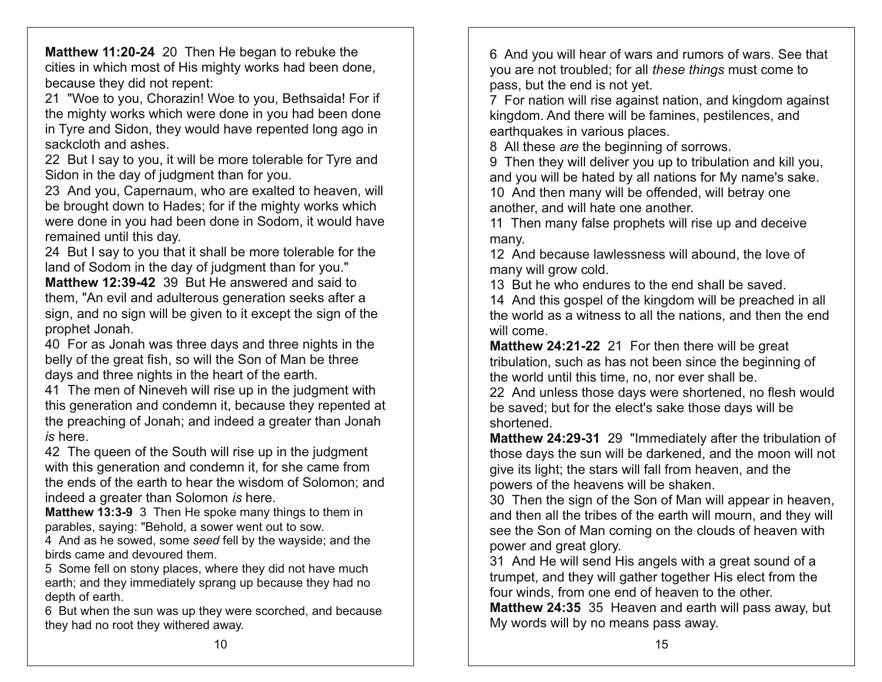**Matthew 11:20-24** 20 Then He began to rebuke the cities in which most of His mighty works had been done, because they did not repent:
21 "Woe to you, Chorazin! Woe to you, Bethsaida! For if the mighty works which were done in you had been done in Tyre and Sidon, they would have repented long ago in sackcloth and ashes.
22 But I say to you, it will be more tolerable for Tyre and Sidon in the day of judgment than for you.
23 And you, Capernaum, who are exalted to heaven, will be brought down to Hades; for if the mighty works which were done in you had been done in Sodom, it would have remained until this day.
24 But I say to you that it shall be more tolerable for the land of Sodom in the day of judgment than for you."
**Matthew 12:39-42** 39 But He answered and said to them, "An evil and adulterous generation seeks after a sign, and no sign will be given to it except the sign of the prophet Jonah.
40 For as Jonah was three days and three nights in the belly of the great fish, so will the Son of Man be three days and three nights in the heart of the earth.
41 The men of Nineveh will rise up in the judgment with this generation and condemn it, because they repented at the preaching of Jonah; and indeed a greater than Jonah *is* here.
42 The queen of the South will rise up in the judgment with this generation and condemn it, for she came from the ends of the earth to hear the wisdom of Solomon; and indeed a greater than Solomon *is* here.
**Matthew 13:3-9** 3 Then He spoke many things to them in parables, saying: "Behold, a sower went out to sow.
4 And as he sowed, some *seed* fell by the wayside; and the birds came and devoured them.
5 Some fell on stony places, where they did not have much earth; and they immediately sprang up because they had no depth of earth.
6 But when the sun was up they were scorched, and because they had no root they withered away.

6 And you will hear of wars and rumors of wars. See that you are not troubled; for all *these things* must come to pass, but the end is not yet.
7 For nation will rise against nation, and kingdom against kingdom. And there will be famines, pestilences, and earthquakes in various places.
8 All these *are* the beginning of sorrows.
9 Then they will deliver you up to tribulation and kill you, and you will be hated by all nations for My name's sake.
10 And then many will be offended, will betray one another, and will hate one another.
11 Then many false prophets will rise up and deceive many.
12 And because lawlessness will abound, the love of many will grow cold.
13 But he who endures to the end shall be saved.
14 And this gospel of the kingdom will be preached in all the world as a witness to all the nations, and then the end will come.
**Matthew 24:21-22** 21 For then there will be great tribulation, such as has not been since the beginning of the world until this time, no, nor ever shall be.
22 And unless those days were shortened, no flesh would be saved; but for the elect's sake those days will be shortened.
**Matthew 24:29-31** 29 "Immediately after the tribulation of those days the sun will be darkened, and the moon will not give its light; the stars will fall from heaven, and the powers of the heavens will be shaken.
30 Then the sign of the Son of Man will appear in heaven, and then all the tribes of the earth will mourn, and they will see the Son of Man coming on the clouds of heaven with power and great glory.
31 And He will send His angels with a great sound of a trumpet, and they will gather together His elect from the four winds, from one end of heaven to the other.
**Matthew 24:35** 35 Heaven and earth will pass away, but My words will by no means pass away.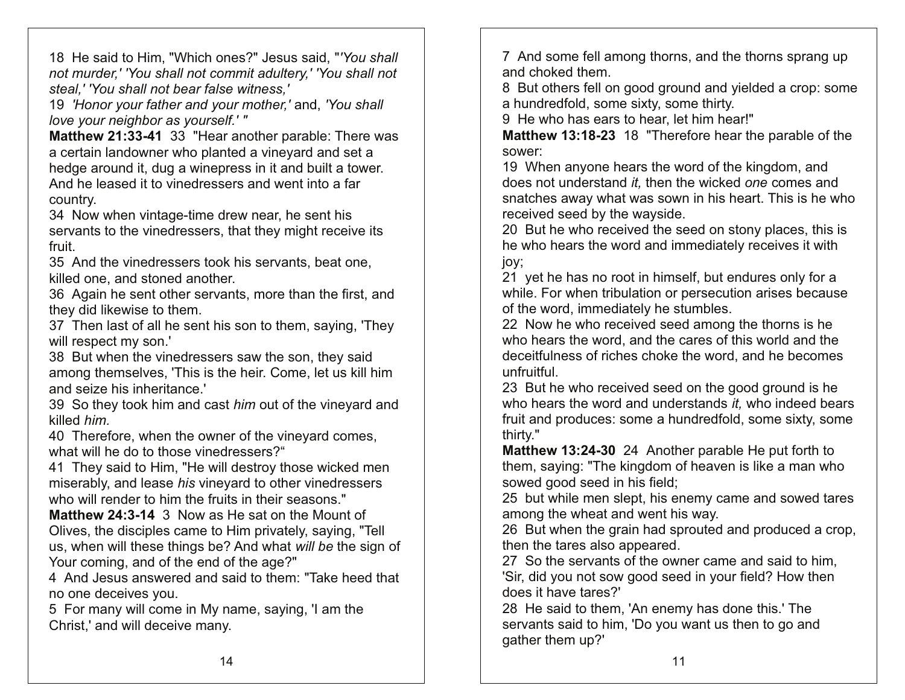18 He said to Him, "Which ones?" Jesus said, "*'You shall not murder,' 'You shall not commit adultery,' 'You shall not steal,' 'You shall not bear false witness,'*
19 *'Honor your father and your mother,'* and, *'You shall love your neighbor as yourself.' "*
**Matthew 21:33-41** 33 "Hear another parable: There was a certain landowner who planted a vineyard and set a hedge around it, dug a winepress in it and built a tower. And he leased it to vinedressers and went into a far country.
34 Now when vintage-time drew near, he sent his servants to the vinedressers, that they might receive its fruit.
35 And the vinedressers took his servants, beat one, killed one, and stoned another.
36 Again he sent other servants, more than the first, and they did likewise to them.
37 Then last of all he sent his son to them, saying, 'They will respect my son.'
38 But when the vinedressers saw the son, they said among themselves, 'This is the heir. Come, let us kill him and seize his inheritance.'
39 So they took him and cast *him* out of the vineyard and killed *him.*
40 Therefore, when the owner of the vineyard comes, what will he do to those vinedressers?"
41 They said to Him, "He will destroy those wicked men miserably, and lease *his* vineyard to other vinedressers who will render to him the fruits in their seasons."
**Matthew 24:3-14** 3 Now as He sat on the Mount of Olives, the disciples came to Him privately, saying, "Tell us, when will these things be? And what *will be* the sign of Your coming, and of the end of the age?"
4 And Jesus answered and said to them: "Take heed that no one deceives you.
5 For many will come in My name, saying, 'I am the Christ,' and will deceive many.

7 And some fell among thorns, and the thorns sprang up and choked them.
8 But others fell on good ground and yielded a crop: some a hundredfold, some sixty, some thirty.
9 He who has ears to hear, let him hear!"
**Matthew 13:18-23** 18 "Therefore hear the parable of the sower:
19 When anyone hears the word of the kingdom, and does not understand *it,* then the wicked *one* comes and snatches away what was sown in his heart. This is he who received seed by the wayside.
20 But he who received the seed on stony places, this is he who hears the word and immediately receives it with joy;
21 yet he has no root in himself, but endures only for a while. For when tribulation or persecution arises because of the word, immediately he stumbles.
22 Now he who received seed among the thorns is he who hears the word, and the cares of this world and the deceitfulness of riches choke the word, and he becomes unfruitful.
23 But he who received seed on the good ground is he who hears the word and understands *it,* who indeed bears fruit and produces: some a hundredfold, some sixty, some thirty."
**Matthew 13:24-30** 24 Another parable He put forth to them, saying: "The kingdom of heaven is like a man who sowed good seed in his field;
25 but while men slept, his enemy came and sowed tares among the wheat and went his way.
26 But when the grain had sprouted and produced a crop, then the tares also appeared.
27 So the servants of the owner came and said to him, 'Sir, did you not sow good seed in your field? How then does it have tares?'
28 He said to them, 'An enemy has done this.' The servants said to him, 'Do you want us then to go and gather them up?'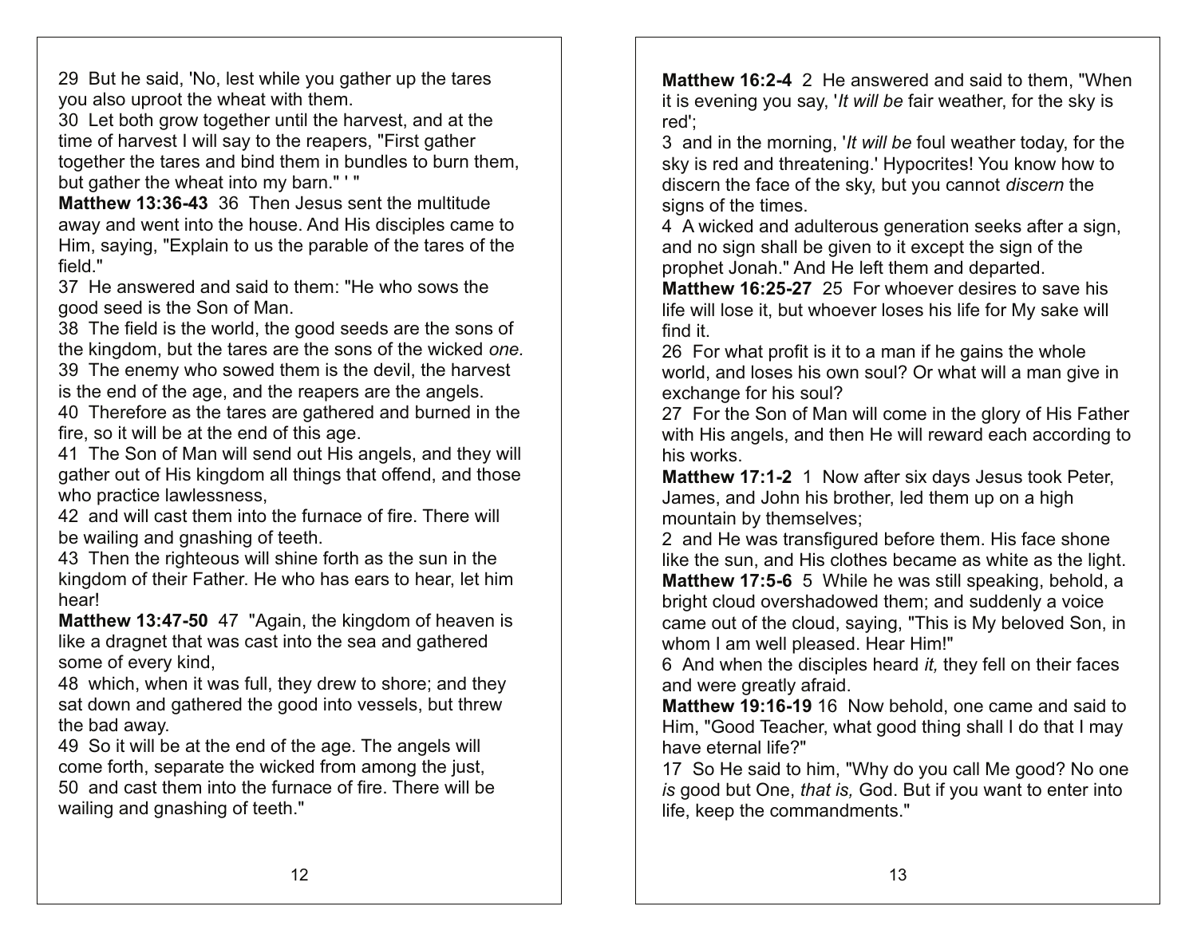29  But he said, 'No, lest while you gather up the tares you also uproot the wheat with them.
30  Let both grow together until the harvest, and at the time of harvest I will say to the reapers, "First gather together the tares and bind them in bundles to burn them, but gather the wheat into my barn." ' "
**Matthew 13:36-43**  36  Then Jesus sent the multitude away and went into the house. And His disciples came to Him, saying, "Explain to us the parable of the tares of the field."
37  He answered and said to them: "He who sows the good seed is the Son of Man.
38  The field is the world, the good seeds are the sons of the kingdom, but the tares are the sons of the wicked *one.*
39  The enemy who sowed them is the devil, the harvest is the end of the age, and the reapers are the angels.
40  Therefore as the tares are gathered and burned in the fire, so it will be at the end of this age.
41  The Son of Man will send out His angels, and they will gather out of His kingdom all things that offend, and those who practice lawlessness,
42  and will cast them into the furnace of fire. There will be wailing and gnashing of teeth.
43  Then the righteous will shine forth as the sun in the kingdom of their Father. He who has ears to hear, let him hear!
**Matthew 13:47-50**  47  "Again, the kingdom of heaven is like a dragnet that was cast into the sea and gathered some of every kind,
48  which, when it was full, they drew to shore; and they sat down and gathered the good into vessels, but threw the bad away.
49  So it will be at the end of the age. The angels will come forth, separate the wicked from among the just,
50  and cast them into the furnace of fire. There will be wailing and gnashing of teeth."

**Matthew 16:2-4**  2  He answered and said to them, "When it is evening you say, '*It will be* fair weather, for the sky is red';
3  and in the morning, '*It will be* foul weather today, for the sky is red and threatening.' Hypocrites! You know how to discern the face of the sky, but you cannot *discern* the signs of the times.
4  A wicked and adulterous generation seeks after a sign, and no sign shall be given to it except the sign of the prophet Jonah." And He left them and departed.
**Matthew 16:25-27**  25  For whoever desires to save his life will lose it, but whoever loses his life for My sake will find it.
26  For what profit is it to a man if he gains the whole world, and loses his own soul? Or what will a man give in exchange for his soul?
27  For the Son of Man will come in the glory of His Father with His angels, and then He will reward each according to his works.
**Matthew 17:1-2**  1  Now after six days Jesus took Peter, James, and John his brother, led them up on a high mountain by themselves;
2  and He was transfigured before them. His face shone like the sun, and His clothes became as white as the light.
**Matthew 17:5-6**  5  While he was still speaking, behold, a bright cloud overshadowed them; and suddenly a voice came out of the cloud, saying, "This is My beloved Son, in whom I am well pleased. Hear Him!"
6  And when the disciples heard *it,* they fell on their faces and were greatly afraid.
**Matthew 19:16-19** 16  Now behold, one came and said to Him, "Good Teacher, what good thing shall I do that I may have eternal life?"
17  So He said to him, "Why do you call Me good? No one *is* good but One, *that is,* God. But if you want to enter into life, keep the commandments."